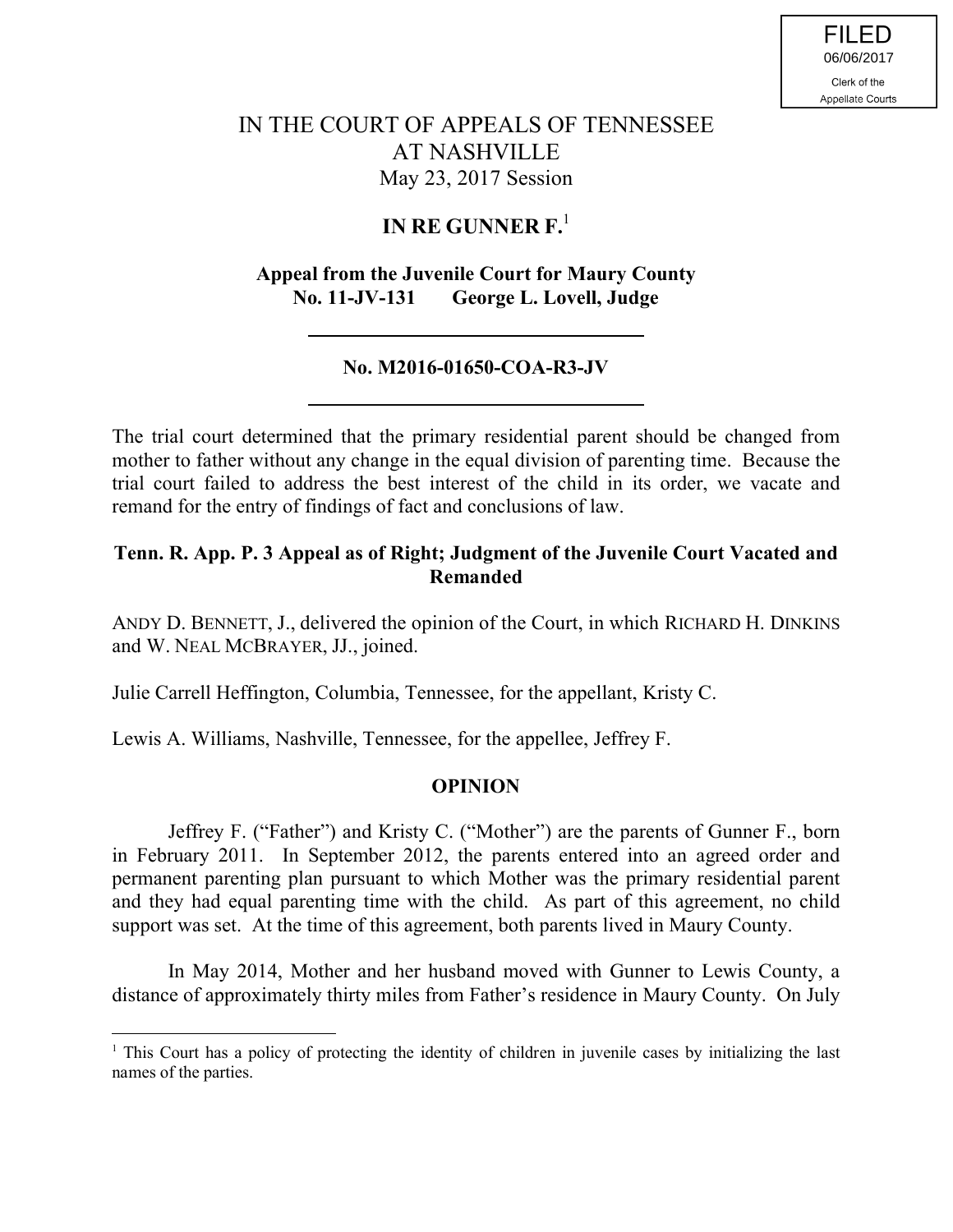FILED
06/06/2017
Clerk of the
Appellate Courts

# IN THE COURT OF APPEALS OF TENNESSEE
# AT NASHVILLE
May 23, 2017 Session

## IN RE GUNNER F.[1]

**Appeal from the Juvenile Court for Maury County**
**No. 11-JV-131 George L. Lovell, Judge**

---

**No. M2016-01650-COA-R3-JV**

---

The trial court determined that the primary residential parent should be changed from mother to father without any change in the equal division of parenting time. Because the trial court failed to address the best interest of the child in its order, we vacate and remand for the entry of findings of fact and conclusions of law.

**Tenn. R. App. P. 3 Appeal as of Right; Judgment of the Juvenile Court Vacated and Remanded**

ANDY D. BENNETT, J., delivered the opinion of the Court, in which RICHARD H. DINKINS and W. NEAL MCBRAYER, JJ., joined.

Julie Carrell Heffington, Columbia, Tennessee, for the appellant, Kristy C.

Lewis A. Williams, Nashville, Tennessee, for the appellee, Jeffrey F.

## OPINION

Jeffrey F. ("Father") and Kristy C. ("Mother") are the parents of Gunner F., born in February 2011. In September 2012, the parents entered into an agreed order and permanent parenting plan pursuant to which Mother was the primary residential parent and they had equal parenting time with the child. As part of this agreement, no child support was set. At the time of this agreement, both parents lived in Maury County.

In May 2014, Mother and her husband moved with Gunner to Lewis County, a distance of approximately thirty miles from Father's residence in Maury County. On July

[1] This Court has a policy of protecting the identity of children in juvenile cases by initializing the last names of the parties.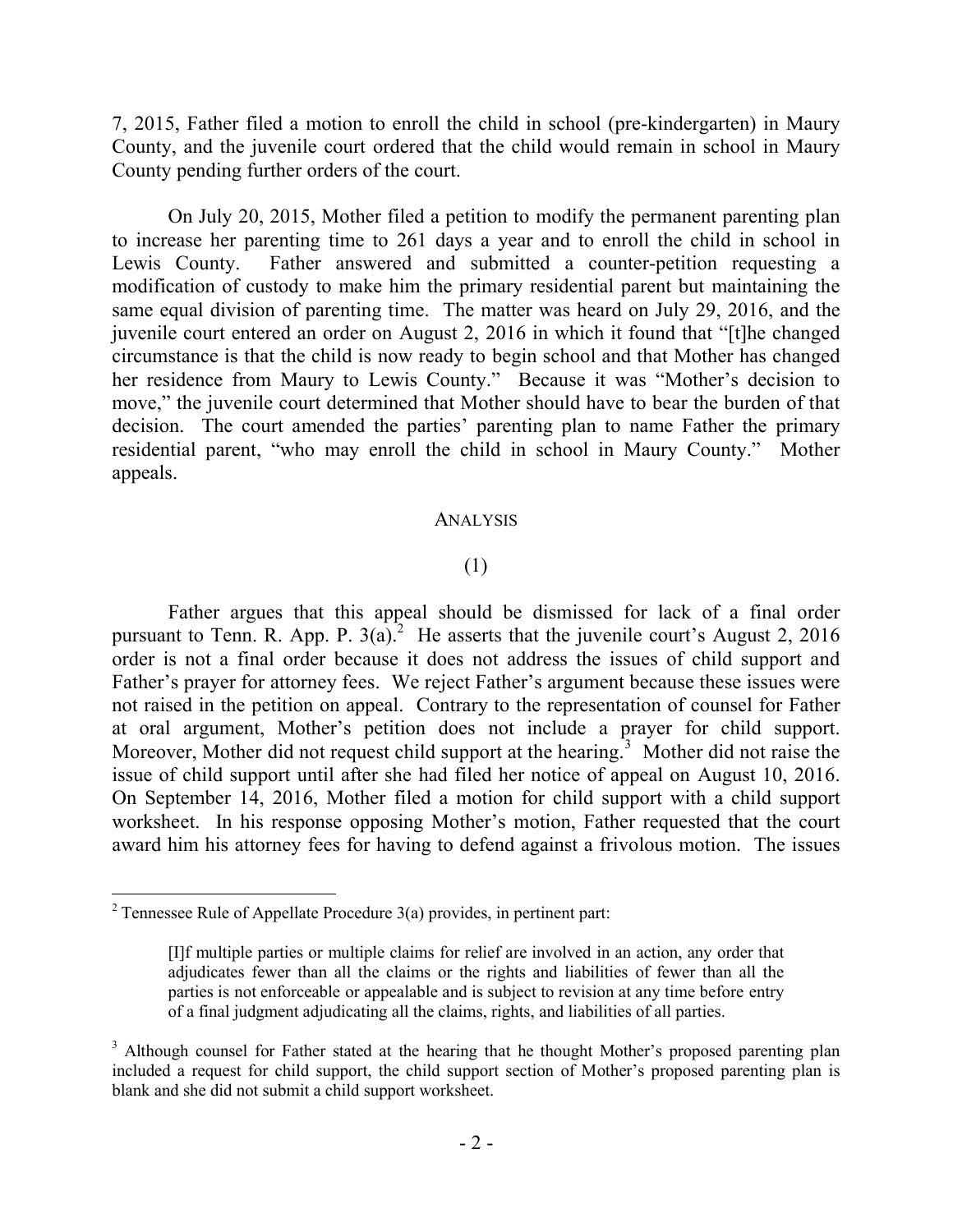7, 2015, Father filed a motion to enroll the child in school (pre-kindergarten) in Maury County, and the juvenile court ordered that the child would remain in school in Maury County pending further orders of the court.

On July 20, 2015, Mother filed a petition to modify the permanent parenting plan to increase her parenting time to 261 days a year and to enroll the child in school in Lewis County. Father answered and submitted a counter-petition requesting a modification of custody to make him the primary residential parent but maintaining the same equal division of parenting time. The matter was heard on July 29, 2016, and the juvenile court entered an order on August 2, 2016 in which it found that "[t]he changed circumstance is that the child is now ready to begin school and that Mother has changed her residence from Maury to Lewis County." Because it was "Mother's decision to move," the juvenile court determined that Mother should have to bear the burden of that decision. The court amended the parties' parenting plan to name Father the primary residential parent, "who may enroll the child in school in Maury County." Mother appeals.

## ANALYSIS

### (1)

Father argues that this appeal should be dismissed for lack of a final order pursuant to Tenn. R. App. P. 3(a).[2] He asserts that the juvenile court's August 2, 2016 order is not a final order because it does not address the issues of child support and Father's prayer for attorney fees. We reject Father's argument because these issues were not raised in the petition on appeal. Contrary to the representation of counsel for Father at oral argument, Mother's petition does not include a prayer for child support. Moreover, Mother did not request child support at the hearing.[3] Mother did not raise the issue of child support until after she had filed her notice of appeal on August 10, 2016. On September 14, 2016, Mother filed a motion for child support with a child support worksheet. In his response opposing Mother's motion, Father requested that the court award him his attorney fees for having to defend against a frivolous motion. The issues

---

[2] Tennessee Rule of Appellate Procedure 3(a) provides, in pertinent part:

> [I]f multiple parties or multiple claims for relief are involved in an action, any order that adjudicates fewer than all the claims or the rights and liabilities of fewer than all the parties is not enforceable or appealable and is subject to revision at any time before entry of a final judgment adjudicating all the claims, rights, and liabilities of all parties.

[3] Although counsel for Father stated at the hearing that he thought Mother's proposed parenting plan included a request for child support, the child support section of Mother's proposed parenting plan is blank and she did not submit a child support worksheet.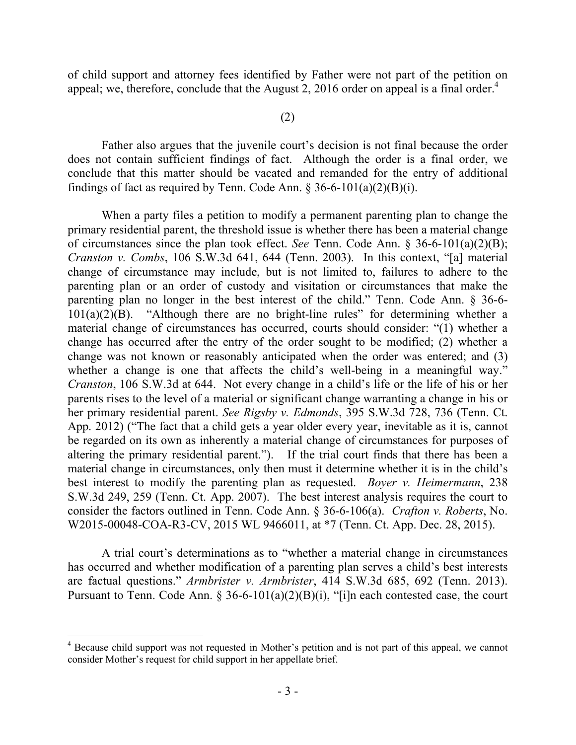of child support and attorney fees identified by Father were not part of the petition on appeal; we, therefore, conclude that the August 2, 2016 order on appeal is a final order.[4]

(2)

Father also argues that the juvenile court's decision is not final because the order does not contain sufficient findings of fact. Although the order is a final order, we conclude that this matter should be vacated and remanded for the entry of additional findings of fact as required by Tenn. Code Ann. § 36-6-101(a)(2)(B)(i).

When a party files a petition to modify a permanent parenting plan to change the primary residential parent, the threshold issue is whether there has been a material change of circumstances since the plan took effect. *See* Tenn. Code Ann. § 36-6-101(a)(2)(B); *Cranston v. Combs*, 106 S.W.3d 641, 644 (Tenn. 2003). In this context, "[a] material change of circumstance may include, but is not limited to, failures to adhere to the parenting plan or an order of custody and visitation or circumstances that make the parenting plan no longer in the best interest of the child." Tenn. Code Ann. § 36-6-101(a)(2)(B). "Although there are no bright-line rules" for determining whether a material change of circumstances has occurred, courts should consider: "(1) whether a change has occurred after the entry of the order sought to be modified; (2) whether a change was not known or reasonably anticipated when the order was entered; and (3) whether a change is one that affects the child's well-being in a meaningful way." *Cranston*, 106 S.W.3d at 644. Not every change in a child's life or the life of his or her parents rises to the level of a material or significant change warranting a change in his or her primary residential parent. *See Rigsby v. Edmonds*, 395 S.W.3d 728, 736 (Tenn. Ct. App. 2012) ("The fact that a child gets a year older every year, inevitable as it is, cannot be regarded on its own as inherently a material change of circumstances for purposes of altering the primary residential parent."). If the trial court finds that there has been a material change in circumstances, only then must it determine whether it is in the child's best interest to modify the parenting plan as requested. *Boyer v. Heimermann*, 238 S.W.3d 249, 259 (Tenn. Ct. App. 2007). The best interest analysis requires the court to consider the factors outlined in Tenn. Code Ann. § 36-6-106(a). *Crafton v. Roberts*, No. W2015-00048-COA-R3-CV, 2015 WL 9466011, at *7 (Tenn. Ct. App. Dec. 28, 2015).

A trial court's determinations as to "whether a material change in circumstances has occurred and whether modification of a parenting plan serves a child's best interests are factual questions." *Armbrister v. Armbrister*, 414 S.W.3d 685, 692 (Tenn. 2013). Pursuant to Tenn. Code Ann. § 36-6-101(a)(2)(B)(i), "[i]n each contested case, the court

[4] Because child support was not requested in Mother's petition and is not part of this appeal, we cannot consider Mother's request for child support in her appellate brief.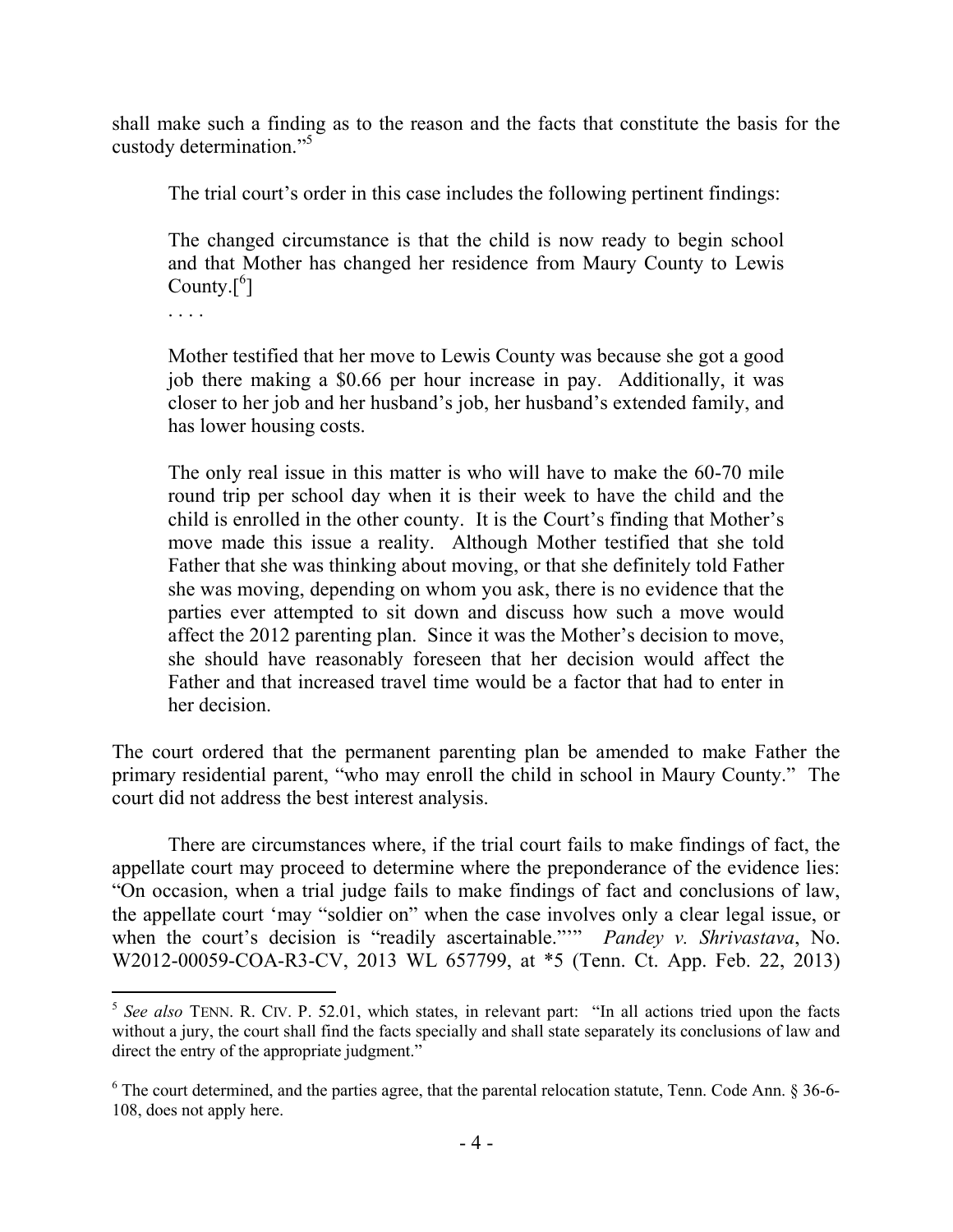shall make such a finding as to the reason and the facts that constitute the basis for the custody determination."[5]

The trial court's order in this case includes the following pertinent findings:

> The changed circumstance is that the child is now ready to begin school and that Mother has changed her residence from Maury County to Lewis County.[[6]]
>
> . . . .
>
> Mother testified that her move to Lewis County was because she got a good job there making a $0.66 per hour increase in pay. Additionally, it was closer to her job and her husband's job, her husband's extended family, and has lower housing costs.
>
> The only real issue in this matter is who will have to make the 60-70 mile round trip per school day when it is their week to have the child and the child is enrolled in the other county. It is the Court's finding that Mother's move made this issue a reality. Although Mother testified that she told Father that she was thinking about moving, or that she definitely told Father she was moving, depending on whom you ask, there is no evidence that the parties ever attempted to sit down and discuss how such a move would affect the 2012 parenting plan. Since it was the Mother's decision to move, she should have reasonably foreseen that her decision would affect the Father and that increased travel time would be a factor that had to enter in her decision.

The court ordered that the permanent parenting plan be amended to make Father the primary residential parent, "who may enroll the child in school in Maury County." The court did not address the best interest analysis.

There are circumstances where, if the trial court fails to make findings of fact, the appellate court may proceed to determine where the preponderance of the evidence lies: "On occasion, when a trial judge fails to make findings of fact and conclusions of law, the appellate court 'may "soldier on" when the case involves only a clear legal issue, or when the court's decision is "readily ascertainable."'" *Pandey v. Shrivastava*, No. W2012-00059-COA-R3-CV, 2013 WL 657799, at *5 (Tenn. Ct. App. Feb. 22, 2013)

---

[5] *See also* TENN. R. CIV. P. 52.01, which states, in relevant part: "In all actions tried upon the facts without a jury, the court shall find the facts specially and shall state separately its conclusions of law and direct the entry of the appropriate judgment."

[6] The court determined, and the parties agree, that the parental relocation statute, Tenn. Code Ann. § 36-6-108, does not apply here.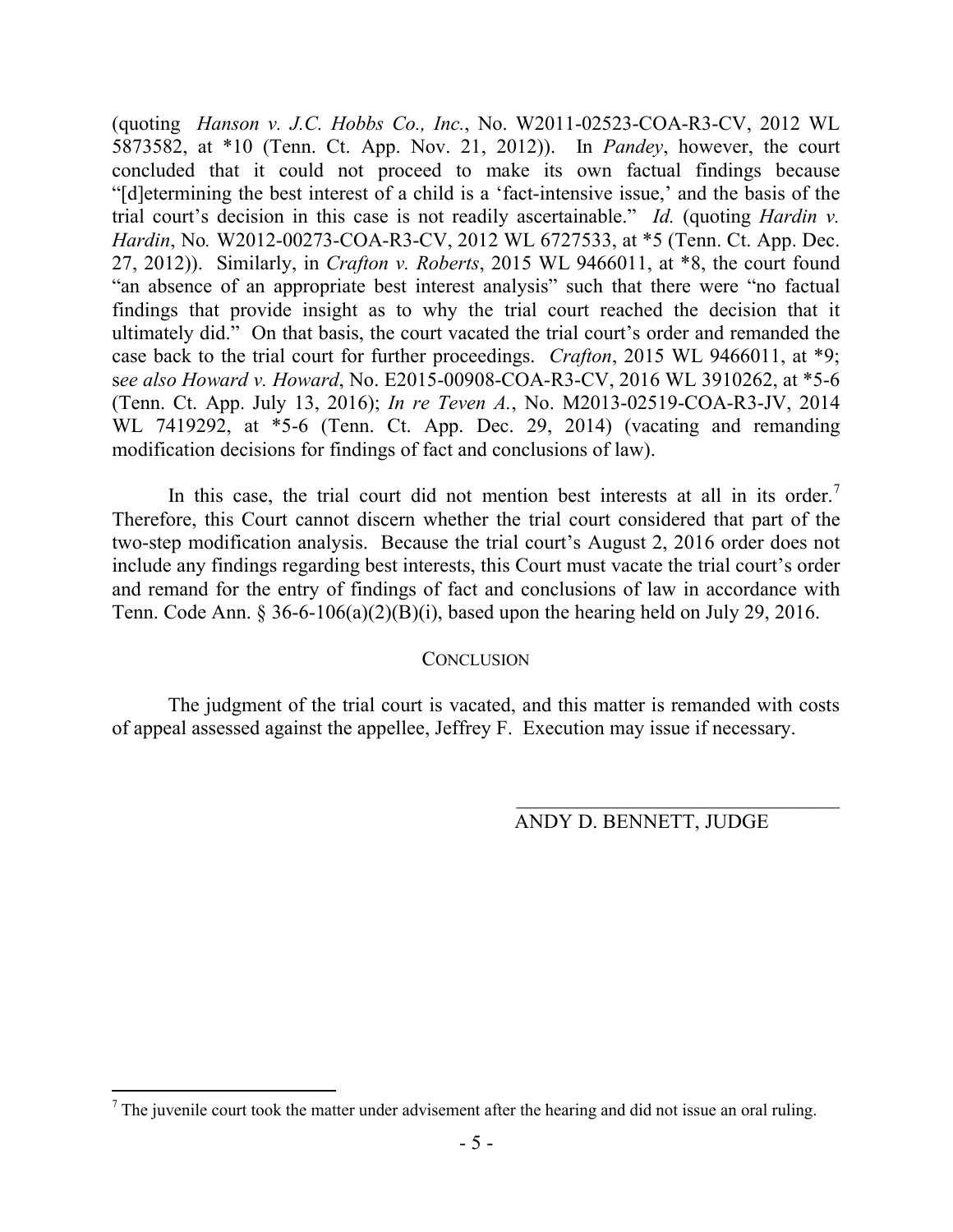(quoting *Hanson v. J.C. Hobbs Co., Inc.*, No. W2011-02523-COA-R3-CV, 2012 WL 5873582, at *10 (Tenn. Ct. App. Nov. 21, 2012)). In *Pandey*, however, the court concluded that it could not proceed to make its own factual findings because "[d]etermining the best interest of a child is a 'fact-intensive issue,' and the basis of the trial court's decision in this case is not readily ascertainable." *Id.* (quoting *Hardin v. Hardin*, No. W2012-00273-COA-R3-CV, 2012 WL 6727533, at *5 (Tenn. Ct. App. Dec. 27, 2012)). Similarly, in *Crafton v. Roberts*, 2015 WL 9466011, at *8, the court found "an absence of an appropriate best interest analysis" such that there were "no factual findings that provide insight as to why the trial court reached the decision that it ultimately did." On that basis, the court vacated the trial court's order and remanded the case back to the trial court for further proceedings. *Crafton*, 2015 WL 9466011, at *9; *see also Howard v. Howard*, No. E2015-00908-COA-R3-CV, 2016 WL 3910262, at *5-6 (Tenn. Ct. App. July 13, 2016); *In re Teven A.*, No. M2013-02519-COA-R3-JV, 2014 WL 7419292, at *5-6 (Tenn. Ct. App. Dec. 29, 2014) (vacating and remanding modification decisions for findings of fact and conclusions of law).

In this case, the trial court did not mention best interests at all in its order.[7] Therefore, this Court cannot discern whether the trial court considered that part of the two-step modification analysis. Because the trial court's August 2, 2016 order does not include any findings regarding best interests, this Court must vacate the trial court's order and remand for the entry of findings of fact and conclusions of law in accordance with Tenn. Code Ann. § 36-6-106(a)(2)(B)(i), based upon the hearing held on July 29, 2016.

## CONCLUSION

The judgment of the trial court is vacated, and this matter is remanded with costs of appeal assessed against the appellee, Jeffrey F. Execution may issue if necessary.

\_\_\_\_\_\_\_\_\_\_\_\_\_\_\_\_\_\_\_\_\_\_\_\_\_\_\_\_\_\_\_\_\_\_

ANDY D. BENNETT, JUDGE

---

[7] The juvenile court took the matter under advisement after the hearing and did not issue an oral ruling.